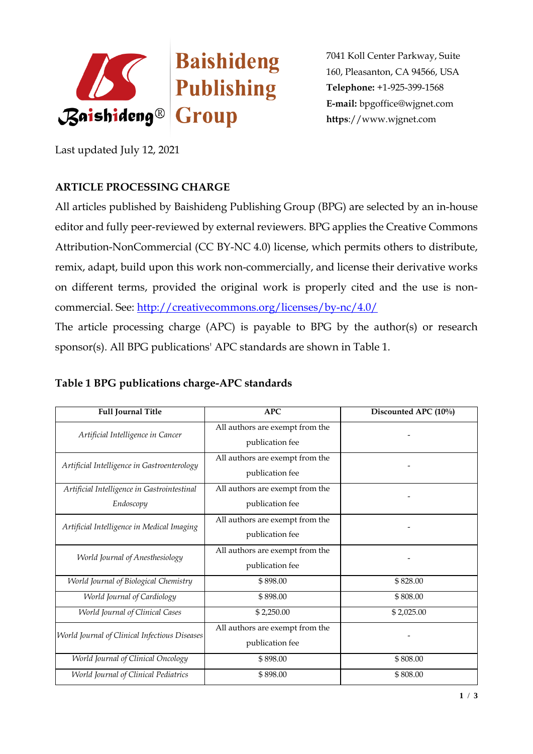**Baishideng Publishing Group**

7041 Koll Center Parkway, Suite 160, Pleasanton, CA 94566, USA
**Telephone:** +1-925-399-1568
**E-mail:** bpgoffice@wjgnet.com
**https**://www.wjgnet.com

Last updated July 12, 2021

## ARTICLE PROCESSING CHARGE

All articles published by Baishideng Publishing Group (BPG) are selected by an in-house editor and fully peer-reviewed by external reviewers. BPG applies the Creative Commons Attribution-NonCommercial (CC BY-NC 4.0) license, which permits others to distribute, remix, adapt, build upon this work non-commercially, and license their derivative works on different terms, provided the original work is properly cited and the use is non-commercial. See: [http://creativecommons.org/licenses/by-nc/4.0/](http://creativecommons.org/licenses/by-nc/4.0/)

The article processing charge (APC) is payable to BPG by the author(s) or research sponsor(s). All BPG publications' APC standards are shown in Table 1.

### Table 1 BPG publications charge-APC standards

| Full Journal Title | APC | Discounted APC (10%) |
|---|---|---|
| *Artificial Intelligence in Cancer* | All authors are exempt from the publication fee | - |
| *Artificial Intelligence in Gastroenterology* | All authors are exempt from the publication fee | - |
| *Artificial Intelligence in Gastrointestinal Endoscopy* | All authors are exempt from the publication fee | - |
| *Artificial Intelligence in Medical Imaging* | All authors are exempt from the publication fee | - |
| *World Journal of Anesthesiology* | All authors are exempt from the publication fee | - |
| *World Journal of Biological Chemistry* | $ 898.00 | $ 828.00 |
| *World Journal of Cardiology* | $ 898.00 | $ 808.00 |
| *World Journal of Clinical Cases* | $ 2,250.00 | $ 2,025.00 |
| *World Journal of Clinical Infectious Diseases* | All authors are exempt from the publication fee | - |
| *World Journal of Clinical Oncology* | $ 898.00 | $ 808.00 |
| *World Journal of Clinical Pediatrics* | $ 898.00 | $ 808.00 |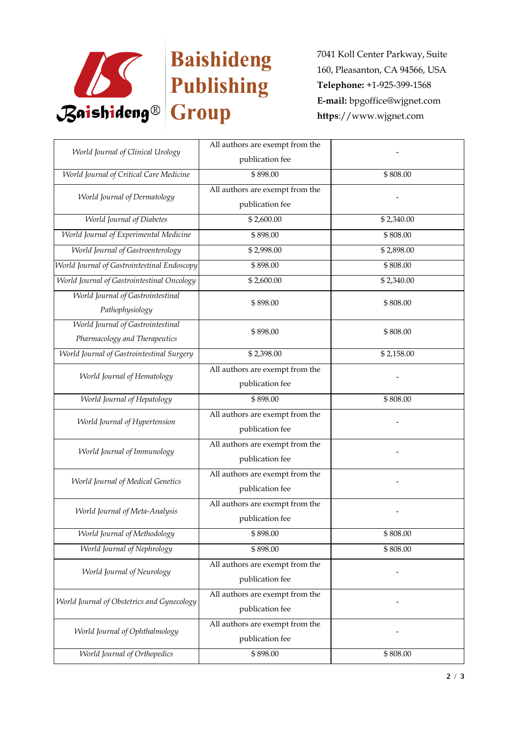| World Journal of Clinical Urology | All authors are exempt from the publication fee | - |
| --- | --- | --- |
| World Journal of Critical Care Medicine | $ 898.00 | $ 808.00 |
| World Journal of Dermatology | All authors are exempt from the publication fee | - |
| World Journal of Diabetes | $ 2,600.00 | $ 2,340.00 |
| World Journal of Experimental Medicine | $ 898.00 | $ 808.00 |
| World Journal of Gastroenterology | $ 2,998.00 | $ 2,898.00 |
| World Journal of Gastrointestinal Endoscopy | $ 898.00 | $ 808.00 |
| World Journal of Gastrointestinal Oncology | $ 2,600.00 | $ 2,340.00 |
| World Journal of Gastrointestinal Pathophysiology | $ 898.00 | $ 808.00 |
| World Journal of Gastrointestinal Pharmacology and Therapeutics | $ 898.00 | $ 808.00 |
| World Journal of Gastrointestinal Surgery | $ 2,398.00 | $ 2,158.00 |
| World Journal of Hematology | All authors are exempt from the publication fee | - |
| World Journal of Hepatology | $ 898.00 | $ 808.00 |
| World Journal of Hypertension | All authors are exempt from the publication fee | - |
| World Journal of Immunology | All authors are exempt from the publication fee | - |
| World Journal of Medical Genetics | All authors are exempt from the publication fee | - |
| World Journal of Meta-Analysis | All authors are exempt from the publication fee | - |
| World Journal of Methodology | $ 898.00 | $ 808.00 |
| World Journal of Nephrology | $ 898.00 | $ 808.00 |
| World Journal of Neurology | All authors are exempt from the publication fee | - |
| World Journal of Obstetrics and Gynecology | All authors are exempt from the publication fee | - |
| World Journal of Ophthalmology | All authors are exempt from the publication fee | - |
| World Journal of Orthopedics | $ 898.00 | $ 808.00 |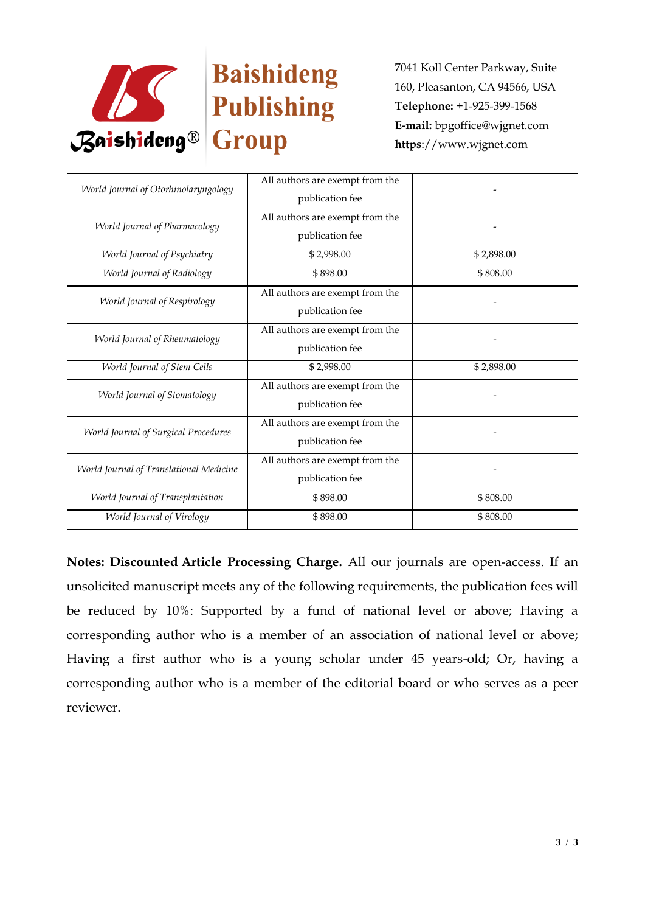| | | |
|---|---|---|
| *World Journal of Otorhinolaryngology* | All authors are exempt from the publication fee | - |
| *World Journal of Pharmacology* | All authors are exempt from the publication fee | - |
| *World Journal of Psychiatry* | $ 2,998.00 | $ 2,898.00 |
| *World Journal of Radiology* | $ 898.00 | $ 808.00 |
| *World Journal of Respirology* | All authors are exempt from the publication fee | - |
| *World Journal of Rheumatology* | All authors are exempt from the publication fee | - |
| *World Journal of Stem Cells* | $ 2,998.00 | $ 2,898.00 |
| *World Journal of Stomatology* | All authors are exempt from the publication fee | - |
| *World Journal of Surgical Procedures* | All authors are exempt from the publication fee | - |
| *World Journal of Translational Medicine* | All authors are exempt from the publication fee | - |
| *World Journal of Transplantation* | $ 898.00 | $ 808.00 |
| *World Journal of Virology* | $ 898.00 | $ 808.00 |

**Notes: Discounted Article Processing Charge.** All our journals are open-access. If an unsolicited manuscript meets any of the following requirements, the publication fees will be reduced by 10%: Supported by a fund of national level or above; Having a corresponding author who is a member of an association of national level or above; Having a first author who is a young scholar under 45 years-old; Or, having a corresponding author who is a member of the editorial board or who serves as a peer reviewer.